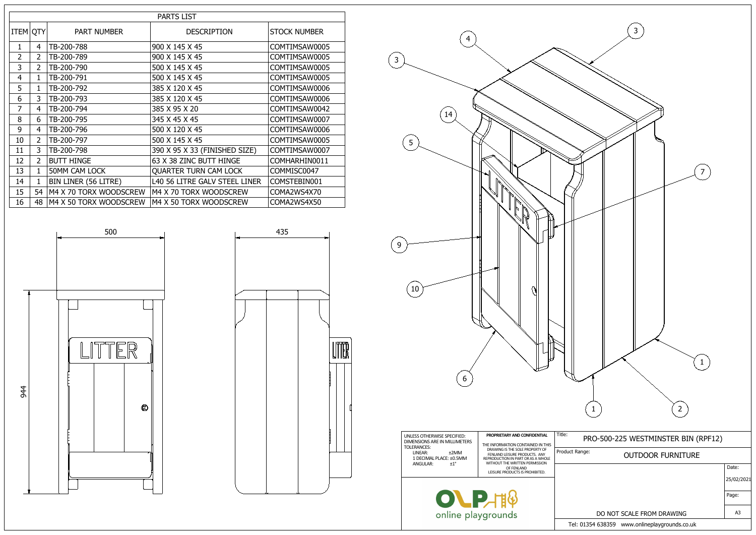## PARTS LIST

| ITEM | QTY | PART NUMBER | DESCRIPTION | STOCK NUMBER |
|---|---|---|---|---|
| 1 | 4 | TB-200-788 | 900 X 145 X 45 | COMTIMSAW0005 |
| 2 | 2 | TB-200-789 | 900 X 145 X 45 | COMTIMSAW0005 |
| 3 | 2 | TB-200-790 | 500 X 145 X 45 | COMTIMSAW0005 |
| 4 | 1 | TB-200-791 | 500 X 145 X 45 | COMTIMSAW0005 |
| 5 | 1 | TB-200-792 | 385 X 120 X 45 | COMTIMSAW0006 |
| 6 | 3 | TB-200-793 | 385 X 120 X 45 | COMTIMSAW0006 |
| 7 | 4 | TB-200-794 | 385 X 95 X 20 | COMTIMSAW0042 |
| 8 | 6 | TB-200-795 | 345 X 45 X 45 | COMTIMSAW0007 |
| 9 | 4 | TB-200-796 | 500 X 120 X 45 | COMTIMSAW0006 |
| 10 | 2 | TB-200-797 | 500 X 145 X 45 | COMTIMSAW0005 |
| 11 | 3 | TB-200-798 | 390 X 95 X 33 (FINISHED SIZE) | COMTIMSAW0007 |
| 12 | 2 | BUTT HINGE | 63 X 38 ZINC BUTT HINGE | COMHARHIN0011 |
| 13 | 1 | 50MM CAM LOCK | QUARTER TURN CAM LOCK | COMMISC0047 |
| 14 | 1 | BIN LINER (56 LITRE) | L40 56 LITRE GALV STEEL LINER | COMSTEBIN001 |
| 15 | 54 | M4 X 70 TORX WOODSCREW | M4 X 70 TORX WOODSCREW | COMA2WS4X70 |
| 16 | 48 | M4 X 50 TORX WOODSCREW | M4 X 50 TORX WOODSCREW | COMA2WS4X50 |

500

944

435

LITTER

UNLESS OTHERWISE SPECIFIED:
DIMENSIONS ARE IN MILLIMETERS
TOLERANCES:
LINEAR: ±2MM
1 DECIMAL PLACE: ±0.5MM
ANGULAR: ±1°

**PROPRIETARY AND CONFIDENTIAL**

THE INFORMATION CONTAINED IN THIS DRAWING IS THE SOLE PROPERTY OF FENLAND LEISURE PRODUCTS. ANY REPRODUCTION IN PART OR AS A WHOLE WITHOUT THE WRITTEN PERMISSION OF FENLAND LEISURE PRODUCTS IS PROHIBITED.

Title: PRO-500-225 WESTMINSTER BIN (RPF12)

Product Range: OUTDOOR FURNITURE

Date: 25/02/2021

Page:

A3

online playgrounds

DO NOT SCALE FROM DRAWING

Tel: 01354 638359 www.onlineplaygrounds.co.uk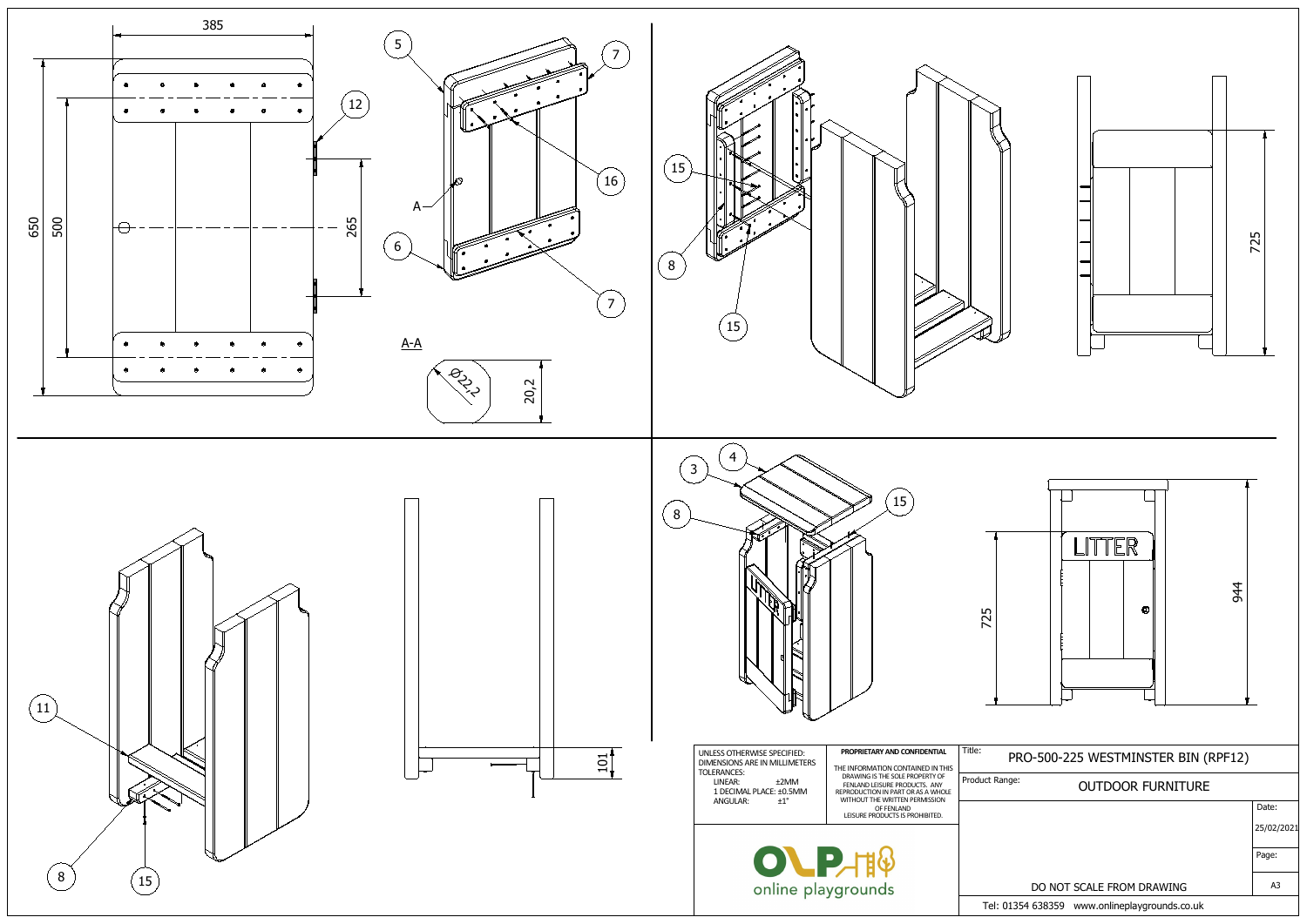385

650

500

265

12

5

7

16

A

6

7

A-A

Ø22,2

20,2

15

8

15

725

11

8

15

101

4

3

8

15

LITTER

725

944

UNLESS OTHERWISE SPECIFIED:
DIMENSIONS ARE IN MILLIMETERS
TOLERANCES:
LINEAR: ±2MM
1 DECIMAL PLACE: ±0.5MM
ANGULAR: ±1°

**PROPRIETARY AND CONFIDENTIAL**

THE INFORMATION CONTAINED IN THIS DRAWING IS THE SOLE PROPERTY OF FENLAND LEISURE PRODUCTS. ANY REPRODUCTION IN PART OR AS A WHOLE WITHOUT THE WRITTEN PERMISSION OF FENLAND LEISURE PRODUCTS IS PROHIBITED.

online playgrounds

Title: PRO-500-225 WESTMINSTER BIN (RPF12)

Product Range: OUTDOOR FURNITURE

Date: 25/02/2021

Page:

A3

DO NOT SCALE FROM DRAWING

Tel: 01354 638359 www.onlineplaygrounds.co.uk